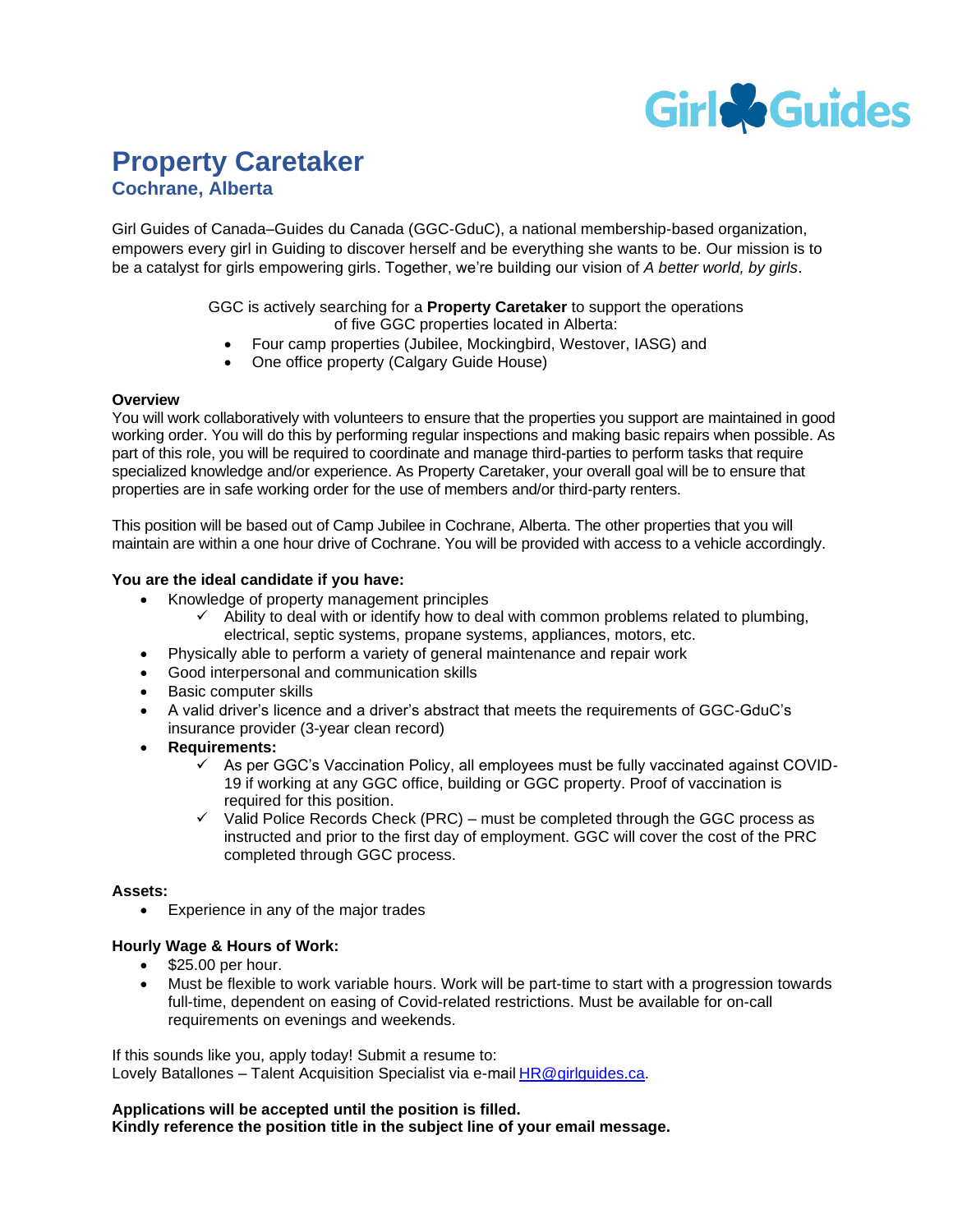# Property Caretaker

## Cochrane, Alberta

Girl Guides of Canada–Guides du Canada (GGC-GduC), a national membership-based organization, empowers every girl in Guiding to discover herself and be everything she wants to be. Our mission is to be a catalyst for girls empowering girls. Together, we're building our vision of *A better world, by girls*.

GGC is actively searching for a **Property Caretaker** to support the operations of five GGC properties located in Alberta:

- Four camp properties (Jubilee, Mockingbird, Westover, IASG) and
- One office property (Calgary Guide House)

**Overview**

You will work collaboratively with volunteers to ensure that the properties you support are maintained in good working order. You will do this by performing regular inspections and making basic repairs when possible. As part of this role, you will be required to coordinate and manage third-parties to perform tasks that require specialized knowledge and/or experience. As Property Caretaker, your overall goal will be to ensure that properties are in safe working order for the use of members and/or third-party renters.

This position will be based out of Camp Jubilee in Cochrane, Alberta. The other properties that you will maintain are within a one hour drive of Cochrane. You will be provided with access to a vehicle accordingly.

**You are the ideal candidate if you have:**

- Knowledge of property management principles
  - ✓ Ability to deal with or identify how to deal with common problems related to plumbing, electrical, septic systems, propane systems, appliances, motors, etc.
- Physically able to perform a variety of general maintenance and repair work
- Good interpersonal and communication skills
- Basic computer skills
- A valid driver's licence and a driver's abstract that meets the requirements of GGC-GduC's insurance provider (3-year clean record)
- **Requirements:**
  - ✓ As per GGC's Vaccination Policy, all employees must be fully vaccinated against COVID-19 if working at any GGC office, building or GGC property. Proof of vaccination is required for this position.
  - ✓ Valid Police Records Check (PRC) – must be completed through the GGC process as instructed and prior to the first day of employment. GGC will cover the cost of the PRC completed through GGC process.

**Assets:**

- Experience in any of the major trades

**Hourly Wage & Hours of Work:**

- $25.00 per hour.
- Must be flexible to work variable hours. Work will be part-time to start with a progression towards full-time, dependent on easing of Covid-related restrictions. Must be available for on-call requirements on evenings and weekends.

If this sounds like you, apply today! Submit a resume to:
Lovely Batallones – Talent Acquisition Specialist via e-mail [HR@girlguides.ca](mailto:HR@girlguides.ca).

**Applications will be accepted until the position is filled.**
**Kindly reference the position title in the subject line of your email message.**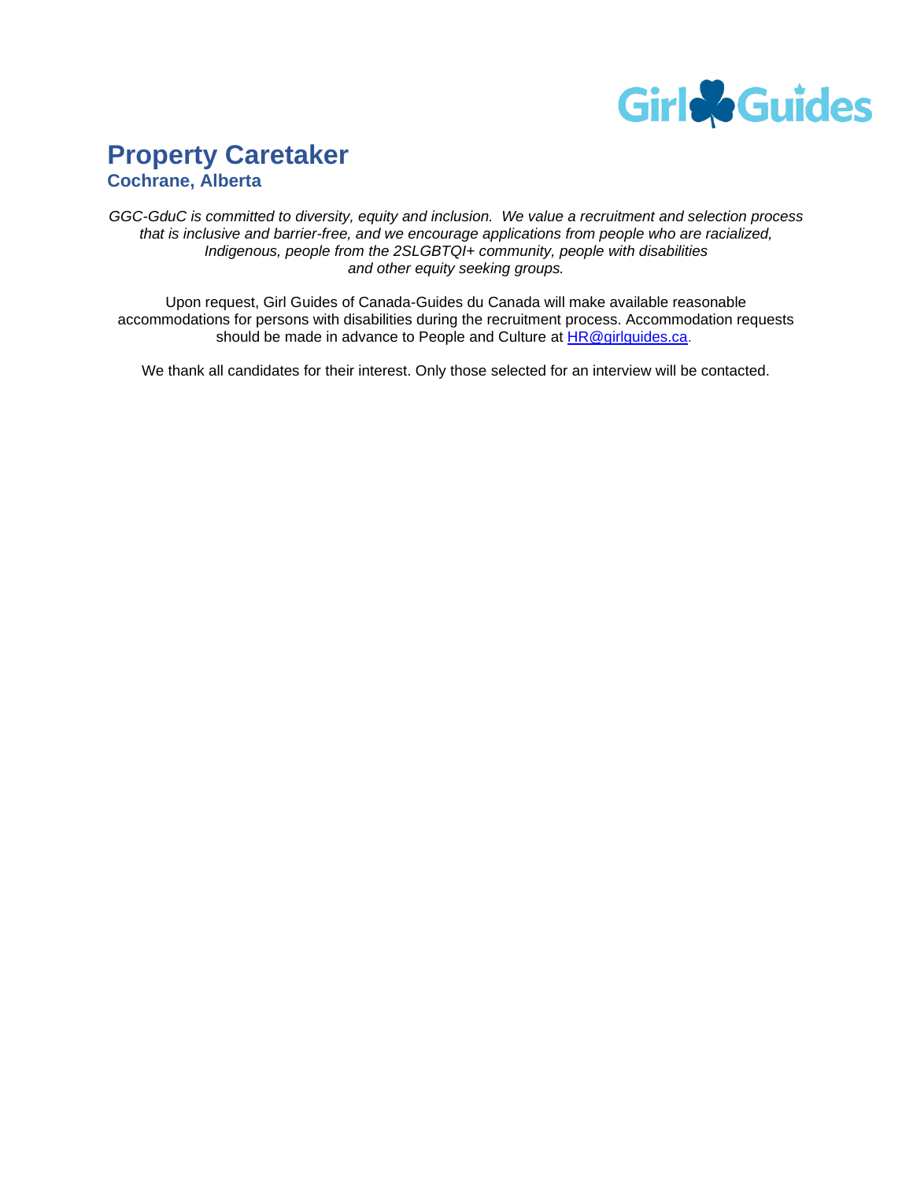# Property Caretaker

## Cochrane, Alberta

*GGC-GduC is committed to diversity, equity and inclusion. We value a recruitment and selection process that is inclusive and barrier-free, and we encourage applications from people who are racialized, Indigenous, people from the 2SLGBTQI+ community, people with disabilities and other equity seeking groups.*

Upon request, Girl Guides of Canada-Guides du Canada will make available reasonable accommodations for persons with disabilities during the recruitment process. Accommodation requests should be made in advance to People and Culture at HR@girlguides.ca.

We thank all candidates for their interest. Only those selected for an interview will be contacted.